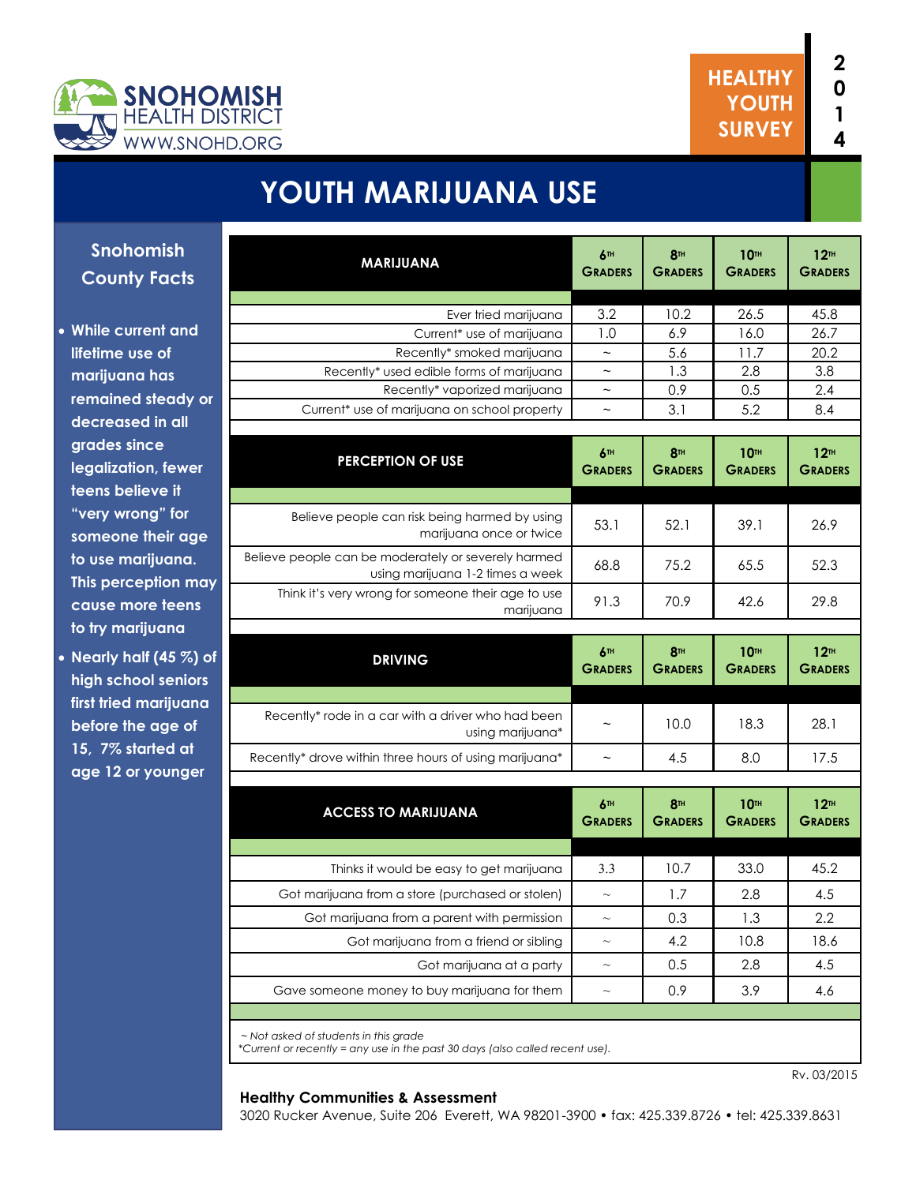SNOHOMISH HEALTH DISTRICT
WWW.SNOHD.ORG

HEALTHY YOUTH SURVEY 2014

# YOUTH MARIJUANA USE

## Snohomish County Facts

- While current and lifetime use of marijuana has remained steady or decreased in all grades since legalization, fewer teens believe it "very wrong" for someone their age to use marijuana. This perception may cause more teens to try marijuana
- Nearly half (45 %) of high school seniors first tried marijuana before the age of 15, 7% started at age 12 or younger

| MARIJUANA | 6th Graders | 8th Graders | 10th Graders | 12th Graders |
|---|---|---|---|---|
| Ever tried marijuana | 3.2 | 10.2 | 26.5 | 45.8 |
| Current* use of marijuana | 1.0 | 6.9 | 16.0 | 26.7 |
| Recently* smoked marijuana | ~ | 5.6 | 11.7 | 20.2 |
| Recently* used edible forms of marijuana | ~ | 1.3 | 2.8 | 3.8 |
| Recently* vaporized marijuana | ~ | 0.9 | 0.5 | 2.4 |
| Current* use of marijuana on school property | ~ | 3.1 | 5.2 | 8.4 |

| PERCEPTION OF USE | 6th Graders | 8th Graders | 10th Graders | 12th Graders |
|---|---|---|---|---|
| Believe people can risk being harmed by using marijuana once or twice | 53.1 | 52.1 | 39.1 | 26.9 |
| Believe people can be moderately or severely harmed using marijuana 1-2 times a week | 68.8 | 75.2 | 65.5 | 52.3 |
| Think it's very wrong for someone their age to use marijuana | 91.3 | 70.9 | 42.6 | 29.8 |

| DRIVING | 6th Graders | 8th Graders | 10th Graders | 12th Graders |
|---|---|---|---|---|
| Recently* rode in a car with a driver who had been using marijuana* | ~ | 10.0 | 18.3 | 28.1 |
| Recently* drove within three hours of using marijuana* | ~ | 4.5 | 8.0 | 17.5 |

| ACCESS TO MARIJUANA | 6th Graders | 8th Graders | 10th Graders | 12th Graders |
|---|---|---|---|---|
| Thinks it would be easy to get marijuana | 3.3 | 10.7 | 33.0 | 45.2 |
| Got marijuana from a store (purchased or stolen) | ~ | 1.7 | 2.8 | 4.5 |
| Got marijuana from a parent with permission | ~ | 0.3 | 1.3 | 2.2 |
| Got marijuana from a friend or sibling | ~ | 4.2 | 10.8 | 18.6 |
| Got marijuana at a party | ~ | 0.5 | 2.8 | 4.5 |
| Gave someone money to buy marijuana for them | ~ | 0.9 | 3.9 | 4.6 |

*~ Not asked of students in this grade*
*\*Current or recently = any use in the past 30 days (also called recent use).*

Rv. 03/2015

**Healthy Communities & Assessment**
3020 Rucker Avenue, Suite 206 Everett, WA 98201-3900 • fax: 425.339.8726 • tel: 425.339.8631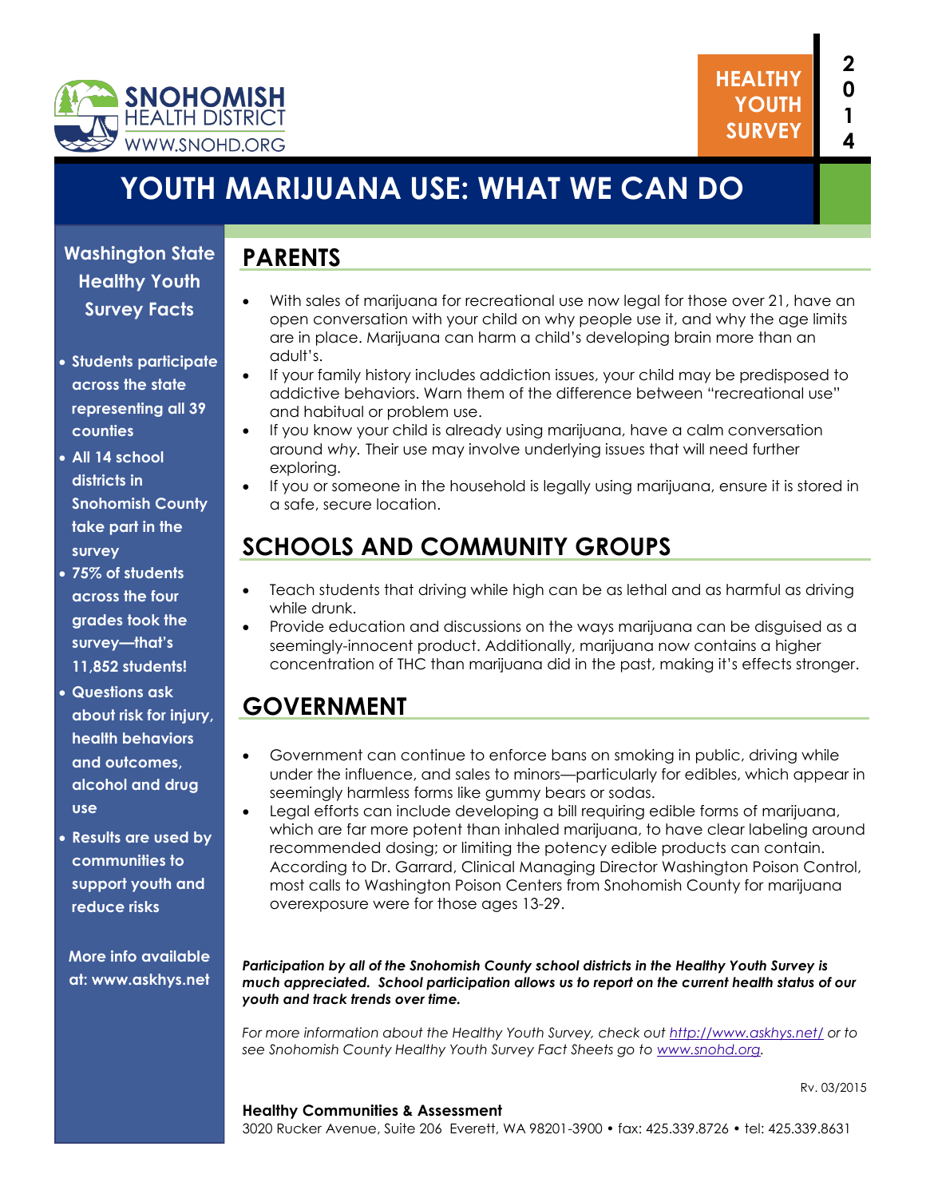SNOHOMISH HEALTH DISTRICT
WWW.SNOHD.ORG

HEALTHY YOUTH SURVEY 2014

# YOUTH MARIJUANA USE: WHAT WE CAN DO

**Washington State Healthy Youth Survey Facts**

- **Students participate across the state representing all 39 counties**
- **All 14 school districts in Snohomish County take part in the survey**
- **75% of students across the four grades took the survey—that's 11,852 students!**
- **Questions ask about risk for injury, health behaviors and outcomes, alcohol and drug use**
- **Results are used by communities to support youth and reduce risks**

**More info available at: www.askhys.net**

## PARENTS

- With sales of marijuana for recreational use now legal for those over 21, have an open conversation with your child on why people use it, and why the age limits are in place. Marijuana can harm a child's developing brain more than an adult's.
- If your family history includes addiction issues, your child may be predisposed to addictive behaviors. Warn them of the difference between "recreational use" and habitual or problem use.
- If you know your child is already using marijuana, have a calm conversation around *why.* Their use may involve underlying issues that will need further exploring.
- If you or someone in the household is legally using marijuana, ensure it is stored in a safe, secure location.

## SCHOOLS AND COMMUNITY GROUPS

- Teach students that driving while high can be as lethal and as harmful as driving while drunk.
- Provide education and discussions on the ways marijuana can be disguised as a seemingly-innocent product. Additionally, marijuana now contains a higher concentration of THC than marijuana did in the past, making it's effects stronger.

## GOVERNMENT

- Government can continue to enforce bans on smoking in public, driving while under the influence, and sales to minors—particularly for edibles, which appear in seemingly harmless forms like gummy bears or sodas.
- Legal efforts can include developing a bill requiring edible forms of marijuana, which are far more potent than inhaled marijuana, to have clear labeling around recommended dosing; or limiting the potency edible products can contain. According to Dr. Garrard, Clinical Managing Director Washington Poison Control, most calls to Washington Poison Centers from Snohomish County for marijuana overexposure were for those ages 13-29.

***Participation by all of the Snohomish County school districts in the Healthy Youth Survey is much appreciated. School participation allows us to report on the current health status of our youth and track trends over time.***

*For more information about the Healthy Youth Survey, check out http://www.askhys.net/ or to see Snohomish County Healthy Youth Survey Fact Sheets go to www.snohd.org.*

Rv. 03/2015

**Healthy Communities & Assessment**
3020 Rucker Avenue, Suite 206 Everett, WA 98201-3900 • fax: 425.339.8726 • tel: 425.339.8631